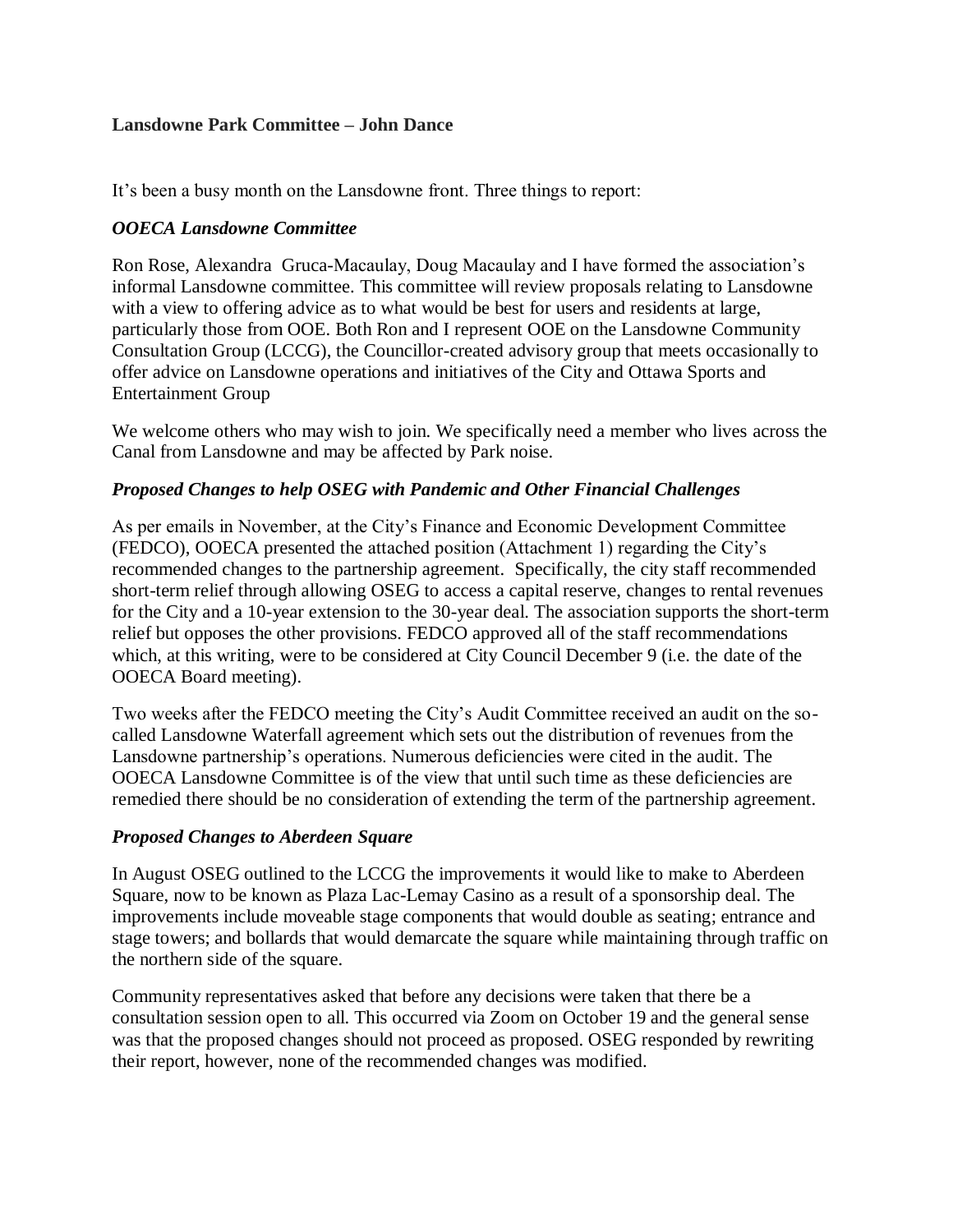**Lansdowne Park Committee – John Dance**

It's been a busy month on the Lansdowne front. Three things to report:

***OOECA Lansdowne Committee***

Ron Rose, Alexandra Gruca-Macaulay, Doug Macaulay and I have formed the association's informal Lansdowne committee. This committee will review proposals relating to Lansdowne with a view to offering advice as to what would be best for users and residents at large, particularly those from OOE. Both Ron and I represent OOE on the Lansdowne Community Consultation Group (LCCG), the Councillor-created advisory group that meets occasionally to offer advice on Lansdowne operations and initiatives of the City and Ottawa Sports and Entertainment Group

We welcome others who may wish to join. We specifically need a member who lives across the Canal from Lansdowne and may be affected by Park noise.

***Proposed Changes to help OSEG with Pandemic and Other Financial Challenges***

As per emails in November, at the City's Finance and Economic Development Committee (FEDCO), OOECA presented the attached position (Attachment 1) regarding the City's recommended changes to the partnership agreement. Specifically, the city staff recommended short-term relief through allowing OSEG to access a capital reserve, changes to rental revenues for the City and a 10-year extension to the 30-year deal. The association supports the short-term relief but opposes the other provisions. FEDCO approved all of the staff recommendations which, at this writing, were to be considered at City Council December 9 (i.e. the date of the OOECA Board meeting).

Two weeks after the FEDCO meeting the City's Audit Committee received an audit on the so-called Lansdowne Waterfall agreement which sets out the distribution of revenues from the Lansdowne partnership's operations. Numerous deficiencies were cited in the audit. The OOECA Lansdowne Committee is of the view that until such time as these deficiencies are remedied there should be no consideration of extending the term of the partnership agreement.

***Proposed Changes to Aberdeen Square***

In August OSEG outlined to the LCCG the improvements it would like to make to Aberdeen Square, now to be known as Plaza Lac-Lemay Casino as a result of a sponsorship deal. The improvements include moveable stage components that would double as seating; entrance and stage towers; and bollards that would demarcate the square while maintaining through traffic on the northern side of the square.

Community representatives asked that before any decisions were taken that there be a consultation session open to all. This occurred via Zoom on October 19 and the general sense was that the proposed changes should not proceed as proposed. OSEG responded by rewriting their report, however, none of the recommended changes was modified.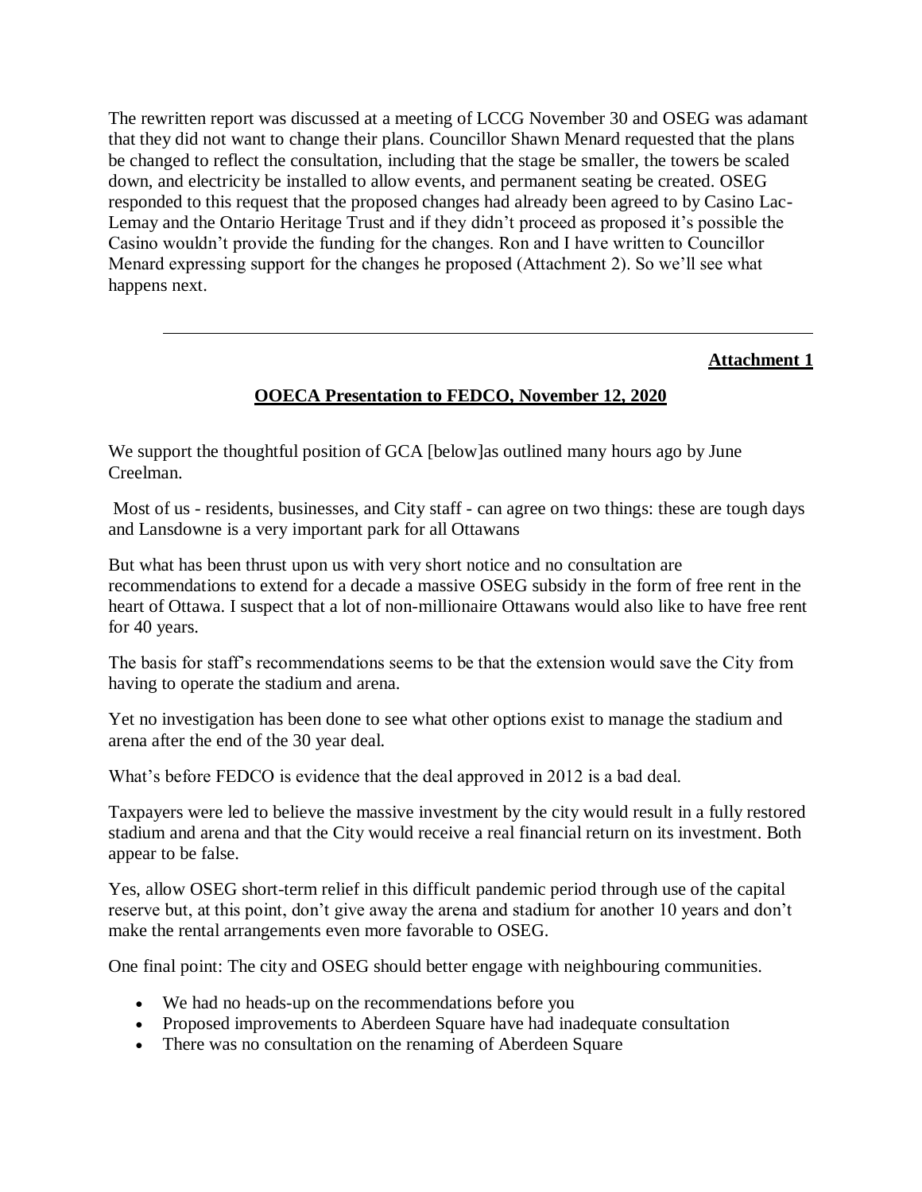The rewritten report was discussed at a meeting of LCCG November 30 and OSEG was adamant that they did not want to change their plans. Councillor Shawn Menard requested that the plans be changed to reflect the consultation, including that the stage be smaller, the towers be scaled down, and electricity be installed to allow events, and permanent seating be created. OSEG responded to this request that the proposed changes had already been agreed to by Casino Lac-Lemay and the Ontario Heritage Trust and if they didn't proceed as proposed it's possible the Casino wouldn't provide the funding for the changes. Ron and I have written to Councillor Menard expressing support for the changes he proposed (Attachment 2). So we'll see what happens next.

---

**Attachment 1**

**OOECA Presentation to FEDCO, November 12, 2020**

We support the thoughtful position of GCA [below]as outlined many hours ago by June Creelman.

Most of us - residents, businesses, and City staff - can agree on two things: these are tough days and Lansdowne is a very important park for all Ottawans

But what has been thrust upon us with very short notice and no consultation are recommendations to extend for a decade a massive OSEG subsidy in the form of free rent in the heart of Ottawa. I suspect that a lot of non-millionaire Ottawans would also like to have free rent for 40 years.

The basis for staff's recommendations seems to be that the extension would save the City from having to operate the stadium and arena.

Yet no investigation has been done to see what other options exist to manage the stadium and arena after the end of the 30 year deal.

What's before FEDCO is evidence that the deal approved in 2012 is a bad deal.

Taxpayers were led to believe the massive investment by the city would result in a fully restored stadium and arena and that the City would receive a real financial return on its investment. Both appear to be false.

Yes, allow OSEG short-term relief in this difficult pandemic period through use of the capital reserve but, at this point, don't give away the arena and stadium for another 10 years and don't make the rental arrangements even more favorable to OSEG.

One final point: The city and OSEG should better engage with neighbouring communities.

- We had no heads-up on the recommendations before you
- Proposed improvements to Aberdeen Square have had inadequate consultation
- There was no consultation on the renaming of Aberdeen Square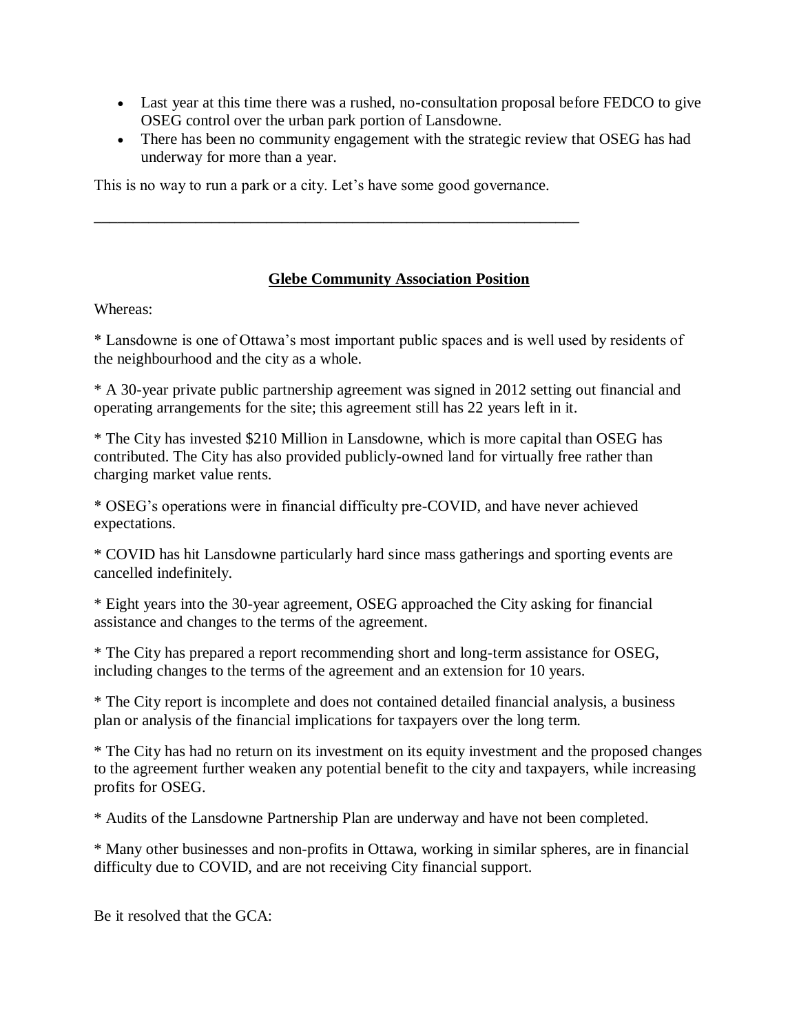- Last year at this time there was a rushed, no-consultation proposal before FEDCO to give OSEG control over the urban park portion of Lansdowne.
- There has been no community engagement with the strategic review that OSEG has had underway for more than a year.

This is no way to run a park or a city. Let's have some good governance.

---

## Glebe Community Association Position

Whereas:

* Lansdowne is one of Ottawa's most important public spaces and is well used by residents of the neighbourhood and the city as a whole.

* A 30-year private public partnership agreement was signed in 2012 setting out financial and operating arrangements for the site; this agreement still has 22 years left in it.

* The City has invested $210 Million in Lansdowne, which is more capital than OSEG has contributed. The City has also provided publicly-owned land for virtually free rather than charging market value rents.

* OSEG's operations were in financial difficulty pre-COVID, and have never achieved expectations.

* COVID has hit Lansdowne particularly hard since mass gatherings and sporting events are cancelled indefinitely.

* Eight years into the 30-year agreement, OSEG approached the City asking for financial assistance and changes to the terms of the agreement.

* The City has prepared a report recommending short and long-term assistance for OSEG, including changes to the terms of the agreement and an extension for 10 years.

* The City report is incomplete and does not contained detailed financial analysis, a business plan or analysis of the financial implications for taxpayers over the long term.

* The City has had no return on its investment on its equity investment and the proposed changes to the agreement further weaken any potential benefit to the city and taxpayers, while increasing profits for OSEG.

* Audits of the Lansdowne Partnership Plan are underway and have not been completed.

* Many other businesses and non-profits in Ottawa, working in similar spheres, are in financial difficulty due to COVID, and are not receiving City financial support.

Be it resolved that the GCA: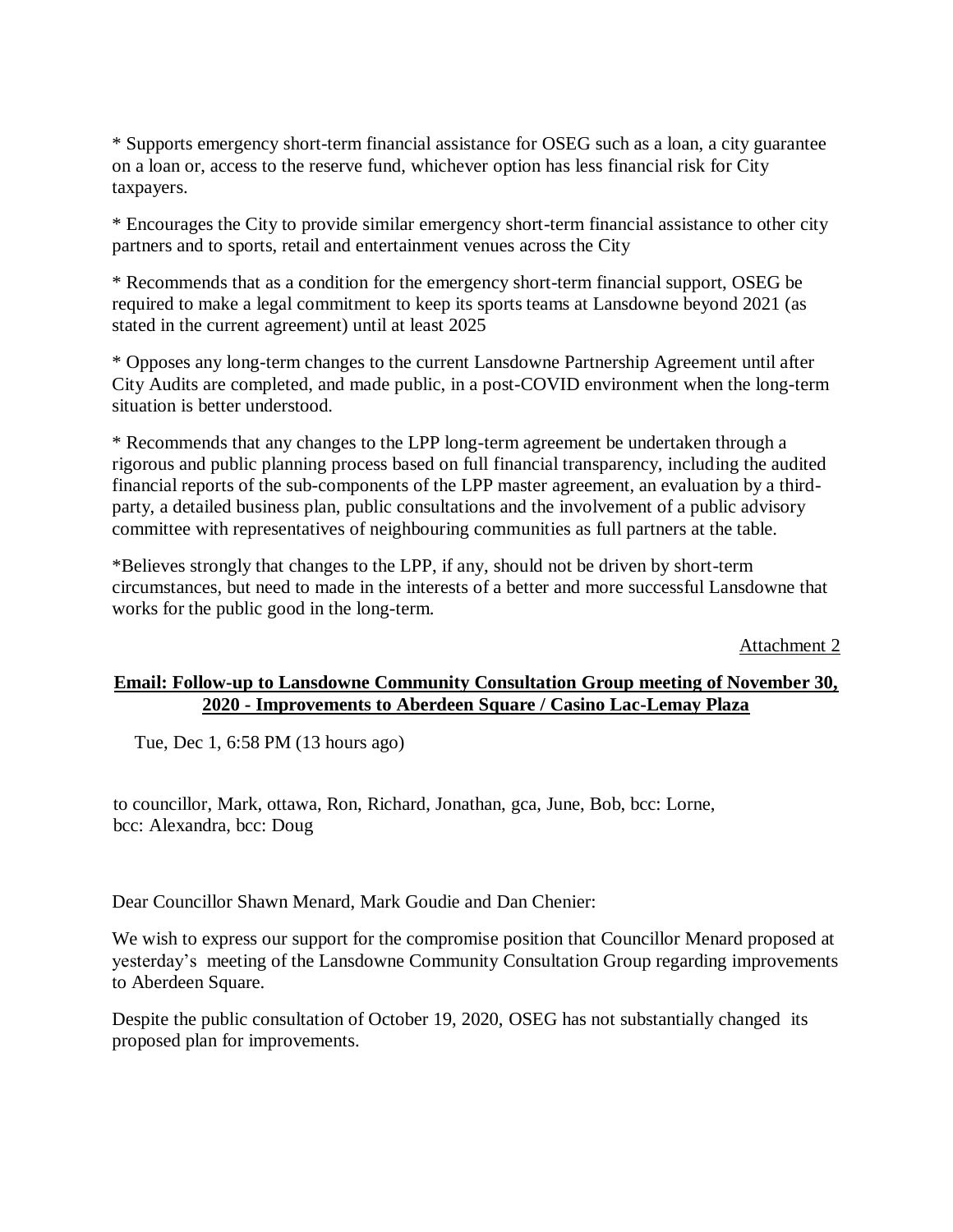* Supports emergency short-term financial assistance for OSEG such as a loan, a city guarantee on a loan or, access to the reserve fund, whichever option has less financial risk for City taxpayers.

* Encourages the City to provide similar emergency short-term financial assistance to other city partners and to sports, retail and entertainment venues across the City

* Recommends that as a condition for the emergency short-term financial support, OSEG be required to make a legal commitment to keep its sports teams at Lansdowne beyond 2021 (as stated in the current agreement) until at least 2025

* Opposes any long-term changes to the current Lansdowne Partnership Agreement until after City Audits are completed, and made public, in a post-COVID environment when the long-term situation is better understood.

* Recommends that any changes to the LPP long-term agreement be undertaken through a rigorous and public planning process based on full financial transparency, including the audited financial reports of the sub-components of the LPP master agreement, an evaluation by a third-party, a detailed business plan, public consultations and the involvement of a public advisory committee with representatives of neighbouring communities as full partners at the table.

*Believes strongly that changes to the LPP, if any, should not be driven by short-term circumstances, but need to made in the interests of a better and more successful Lansdowne that works for the public good in the long-term.

Attachment 2

**Email: Follow-up to Lansdowne Community Consultation Group meeting of November 30, 2020 - Improvements to Aberdeen Square / Casino Lac-Lemay Plaza**

Tue, Dec 1, 6:58 PM (13 hours ago)

to councillor, Mark, ottawa, Ron, Richard, Jonathan, gca, June, Bob, bcc: Lorne, bcc: Alexandra, bcc: Doug

Dear Councillor Shawn Menard, Mark Goudie and Dan Chenier:

We wish to express our support for the compromise position that Councillor Menard proposed at yesterday's meeting of the Lansdowne Community Consultation Group regarding improvements to Aberdeen Square.

Despite the public consultation of October 19, 2020, OSEG has not substantially changed its proposed plan for improvements.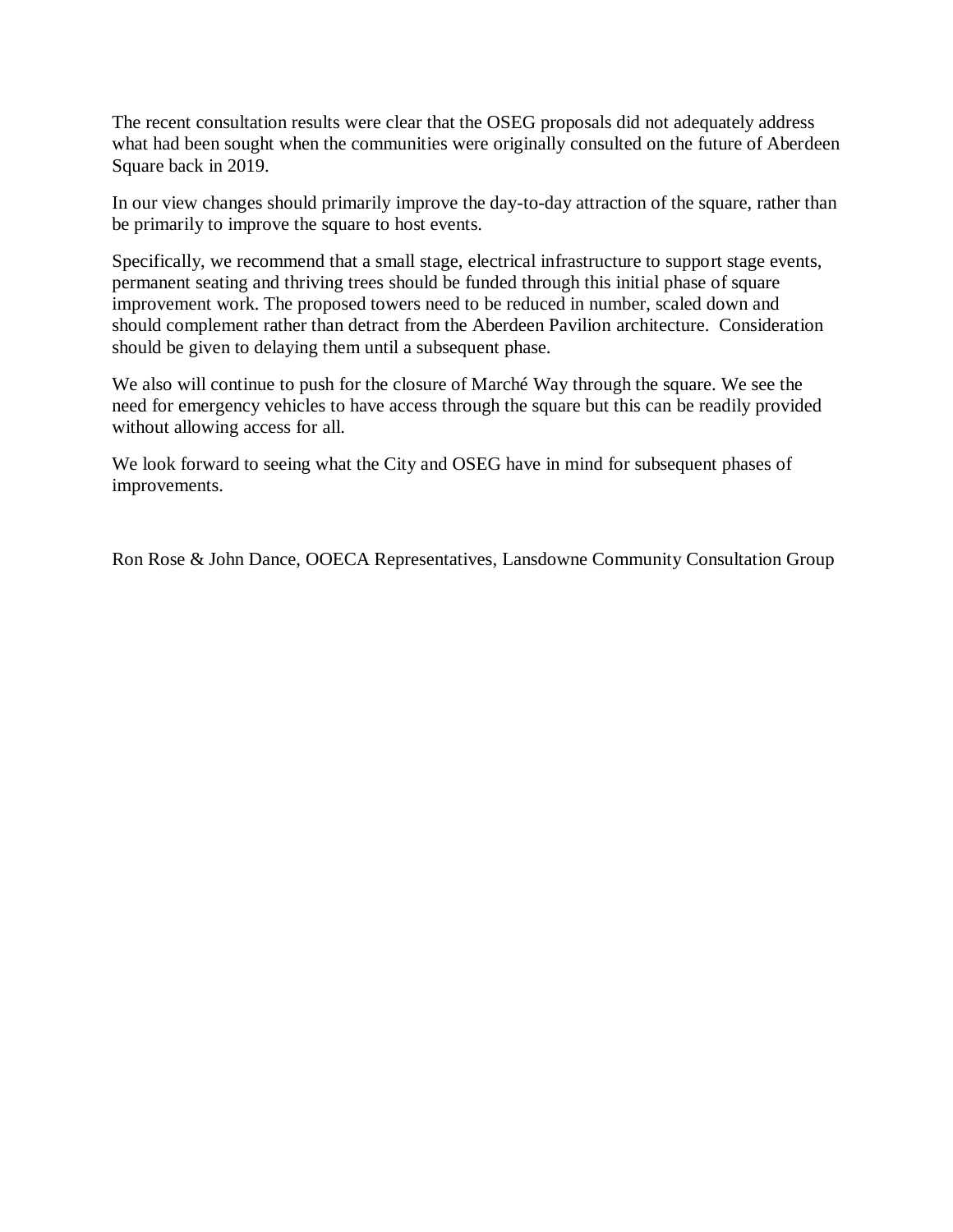The recent consultation results were clear that the OSEG proposals did not adequately address what had been sought when the communities were originally consulted on the future of Aberdeen Square back in 2019.

In our view changes should primarily improve the day-to-day attraction of the square, rather than be primarily to improve the square to host events.

Specifically, we recommend that a small stage, electrical infrastructure to support stage events, permanent seating and thriving trees should be funded through this initial phase of square improvement work. The proposed towers need to be reduced in number, scaled down and should complement rather than detract from the Aberdeen Pavilion architecture. Consideration should be given to delaying them until a subsequent phase.

We also will continue to push for the closure of Marché Way through the square. We see the need for emergency vehicles to have access through the square but this can be readily provided without allowing access for all.

We look forward to seeing what the City and OSEG have in mind for subsequent phases of improvements.

Ron Rose & John Dance, OOECA Representatives, Lansdowne Community Consultation Group